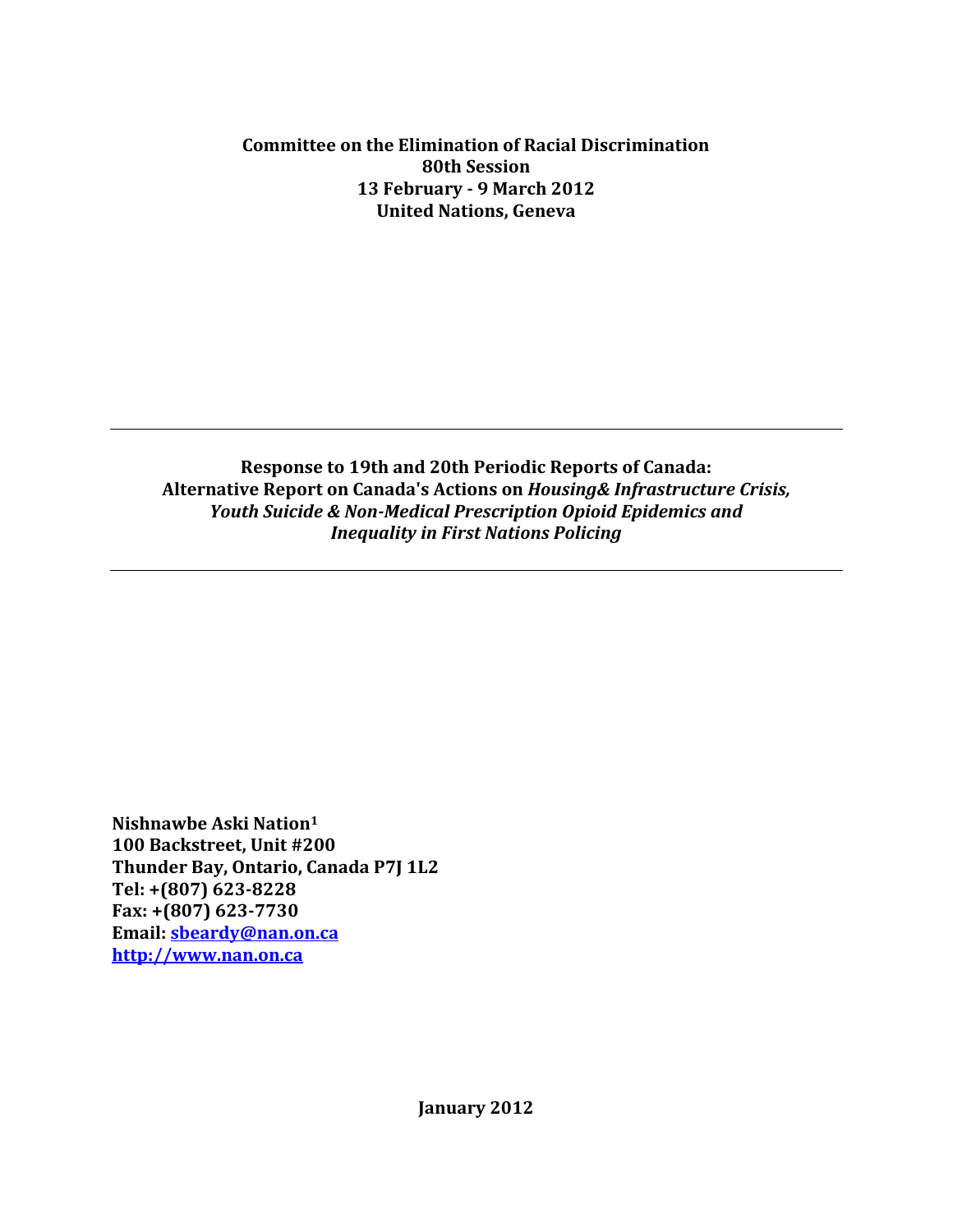**Committee on the Elimination of Racial Discrimination**
**80th Session**
**13 February - 9 March 2012**
**United Nations, Geneva**

---

**Response to 19th and 20th Periodic Reports of Canada: Alternative Report on Canada's Actions on *Housing& Infrastructure Crisis, Youth Suicide & Non-Medical Prescription Opioid Epidemics and Inequality in First Nations Policing***

---

**Nishnawbe Aski Nation[1]**
**100 Backstreet, Unit #200**
**Thunder Bay, Ontario, Canada P7J 1L2**
**Tel: +(807) 623-8228**
**Fax: +(807) 623-7730**
**Email: [sbeardy@nan.on.ca](mailto:sbeardy@nan.on.ca)**
**[http://www.nan.on.ca](http://www.nan.on.ca)**

**January 2012**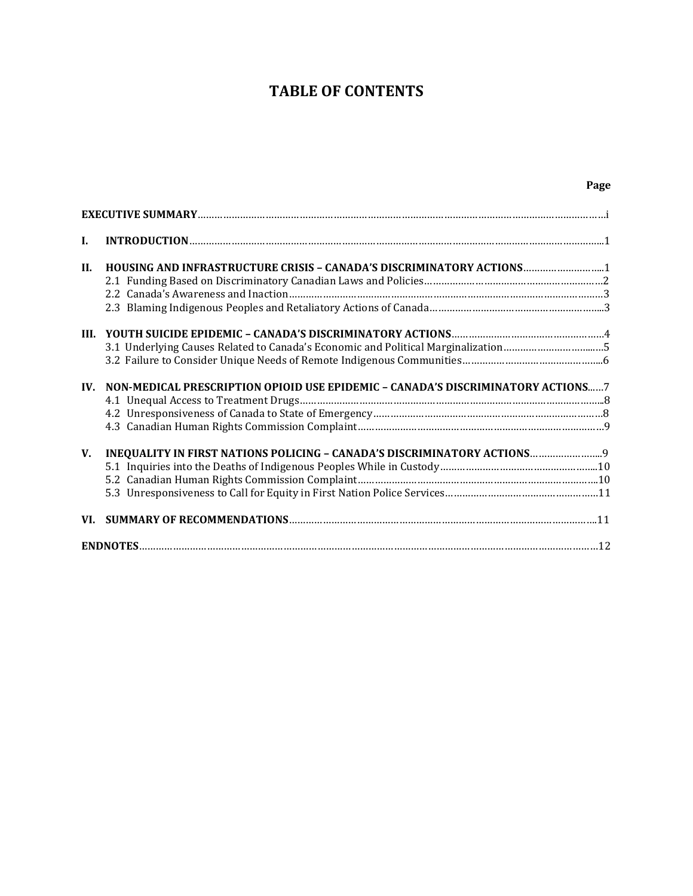# TABLE OF CONTENTS

| | | Page |
|---|---|---|
| **EXECUTIVE SUMMARY** | | i |
| **I.** | **INTRODUCTION** | 1 |
| **II.** | **HOUSING AND INFRASTRUCTURE CRISIS – CANADA'S DISCRIMINATORY ACTIONS** | 1 |
| | 2.1 Funding Based on Discriminatory Canadian Laws and Policies | 2 |
| | 2.2 Canada's Awareness and Inaction | 3 |
| | 2.3 Blaming Indigenous Peoples and Retaliatory Actions of Canada | 3 |
| **III.** | **YOUTH SUICIDE EPIDEMIC – CANADA'S DISCRIMINATORY ACTIONS** | 4 |
| | 3.1 Underlying Causes Related to Canada's Economic and Political Marginalization | 5 |
| | 3.2 Failure to Consider Unique Needs of Remote Indigenous Communities | 6 |
| **IV.** | **NON-MEDICAL PRESCRIPTION OPIOID USE EPIDEMIC – CANADA'S DISCRIMINATORY ACTIONS** | 7 |
| | 4.1 Unequal Access to Treatment Drugs | 8 |
| | 4.2 Unresponsiveness of Canada to State of Emergency | 8 |
| | 4.3 Canadian Human Rights Commission Complaint | 9 |
| **V.** | **INEQUALITY IN FIRST NATIONS POLICING – CANADA'S DISCRIMINATORY ACTIONS** | 9 |
| | 5.1 Inquiries into the Deaths of Indigenous Peoples While in Custody | 10 |
| | 5.2 Canadian Human Rights Commission Complaint | 10 |
| | 5.3 Unresponsiveness to Call for Equity in First Nation Police Services | 11 |
| **VI.** | **SUMMARY OF RECOMMENDATIONS** | 11 |
| **ENDNOTES** | | 12 |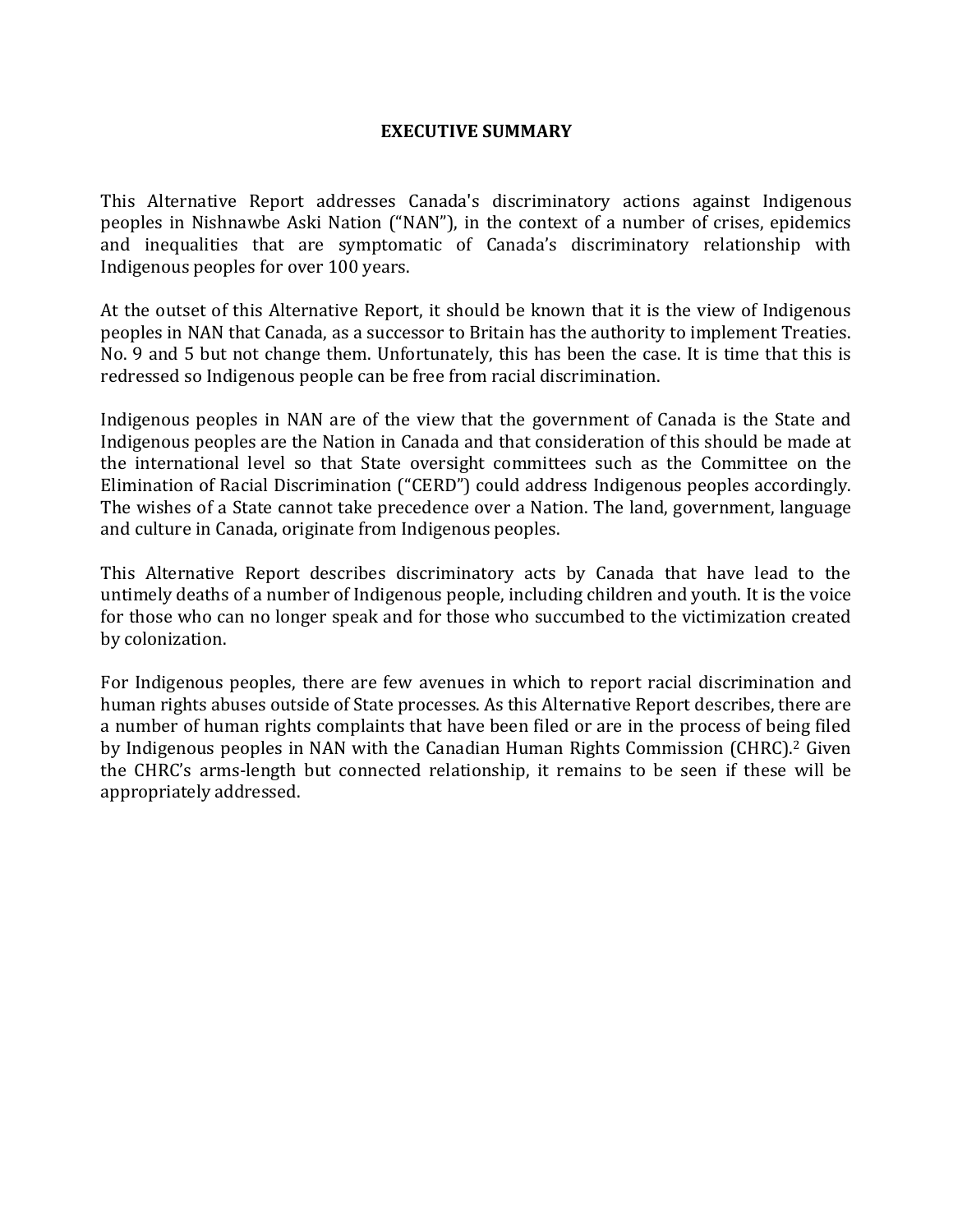# EXECUTIVE SUMMARY

This Alternative Report addresses Canada's discriminatory actions against Indigenous peoples in Nishnawbe Aski Nation ("NAN"), in the context of a number of crises, epidemics and inequalities that are symptomatic of Canada's discriminatory relationship with Indigenous peoples for over 100 years.

At the outset of this Alternative Report, it should be known that it is the view of Indigenous peoples in NAN that Canada, as a successor to Britain has the authority to implement Treaties. No. 9 and 5 but not change them. Unfortunately, this has been the case. It is time that this is redressed so Indigenous people can be free from racial discrimination.

Indigenous peoples in NAN are of the view that the government of Canada is the State and Indigenous peoples are the Nation in Canada and that consideration of this should be made at the international level so that State oversight committees such as the Committee on the Elimination of Racial Discrimination ("CERD") could address Indigenous peoples accordingly. The wishes of a State cannot take precedence over a Nation. The land, government, language and culture in Canada, originate from Indigenous peoples.

This Alternative Report describes discriminatory acts by Canada that have lead to the untimely deaths of a number of Indigenous people, including children and youth. It is the voice for those who can no longer speak and for those who succumbed to the victimization created by colonization.

For Indigenous peoples, there are few avenues in which to report racial discrimination and human rights abuses outside of State processes. As this Alternative Report describes, there are a number of human rights complaints that have been filed or are in the process of being filed by Indigenous peoples in NAN with the Canadian Human Rights Commission (CHRC).[2] Given the CHRC's arms-length but connected relationship, it remains to be seen if these will be appropriately addressed.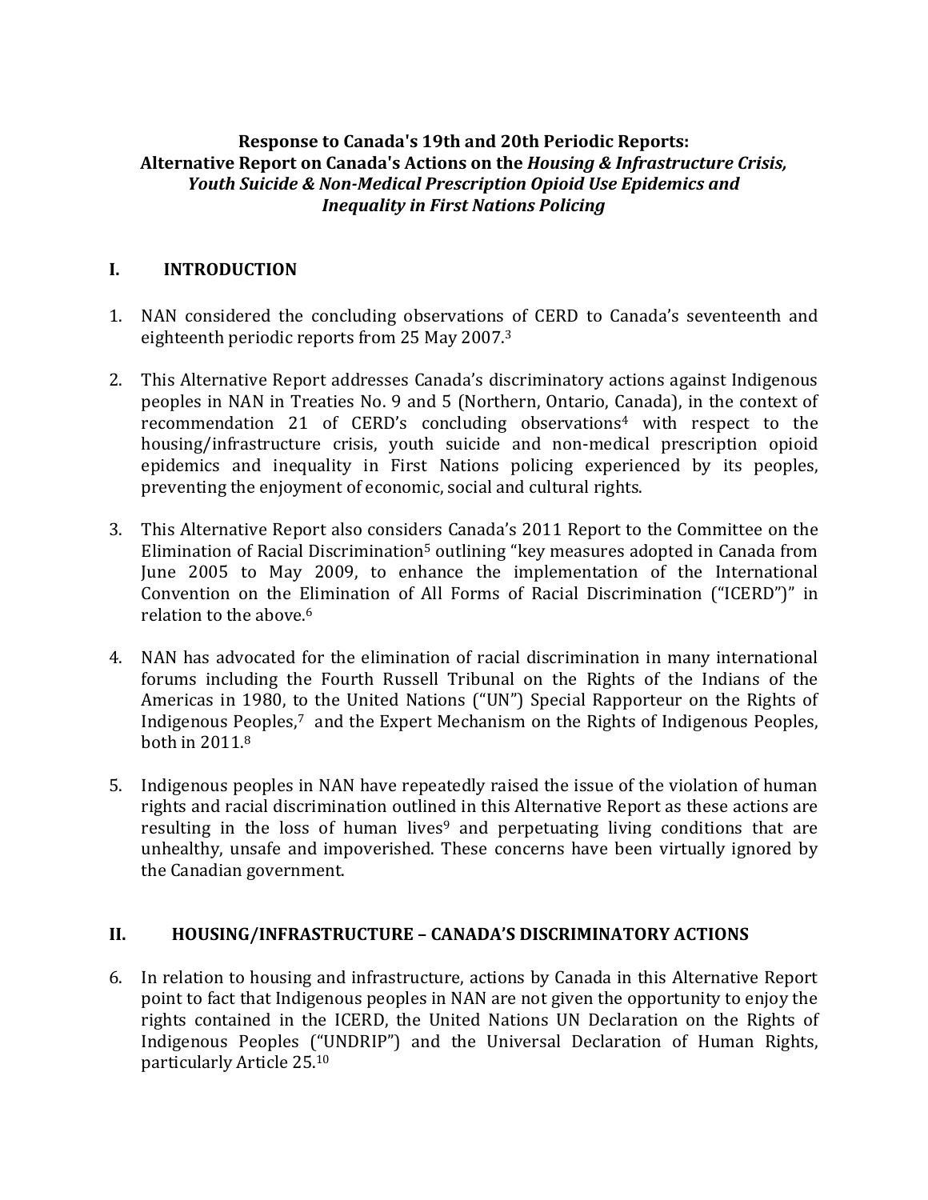**Response to Canada's 19th and 20th Periodic Reports: Alternative Report on Canada's Actions on the *Housing & Infrastructure Crisis, Youth Suicide & Non-Medical Prescription Opioid Use Epidemics and Inequality in First Nations Policing***

## I. INTRODUCTION

1. NAN considered the concluding observations of CERD to Canada's seventeenth and eighteenth periodic reports from 25 May 2007.[3]

2. This Alternative Report addresses Canada's discriminatory actions against Indigenous peoples in NAN in Treaties No. 9 and 5 (Northern, Ontario, Canada), in the context of recommendation 21 of CERD's concluding observations[4] with respect to the housing/infrastructure crisis, youth suicide and non-medical prescription opioid epidemics and inequality in First Nations policing experienced by its peoples, preventing the enjoyment of economic, social and cultural rights.

3. This Alternative Report also considers Canada's 2011 Report to the Committee on the Elimination of Racial Discrimination[5] outlining "key measures adopted in Canada from June 2005 to May 2009, to enhance the implementation of the International Convention on the Elimination of All Forms of Racial Discrimination ("ICERD")" in relation to the above.[6]

4. NAN has advocated for the elimination of racial discrimination in many international forums including the Fourth Russell Tribunal on the Rights of the Indians of the Americas in 1980, to the United Nations ("UN") Special Rapporteur on the Rights of Indigenous Peoples,[7] and the Expert Mechanism on the Rights of Indigenous Peoples, both in 2011.[8]

5. Indigenous peoples in NAN have repeatedly raised the issue of the violation of human rights and racial discrimination outlined in this Alternative Report as these actions are resulting in the loss of human lives[9] and perpetuating living conditions that are unhealthy, unsafe and impoverished. These concerns have been virtually ignored by the Canadian government.

## II. HOUSING/INFRASTRUCTURE – CANADA'S DISCRIMINATORY ACTIONS

6. In relation to housing and infrastructure, actions by Canada in this Alternative Report point to fact that Indigenous peoples in NAN are not given the opportunity to enjoy the rights contained in the ICERD, the United Nations UN Declaration on the Rights of Indigenous Peoples ("UNDRIP") and the Universal Declaration of Human Rights, particularly Article 25.[10]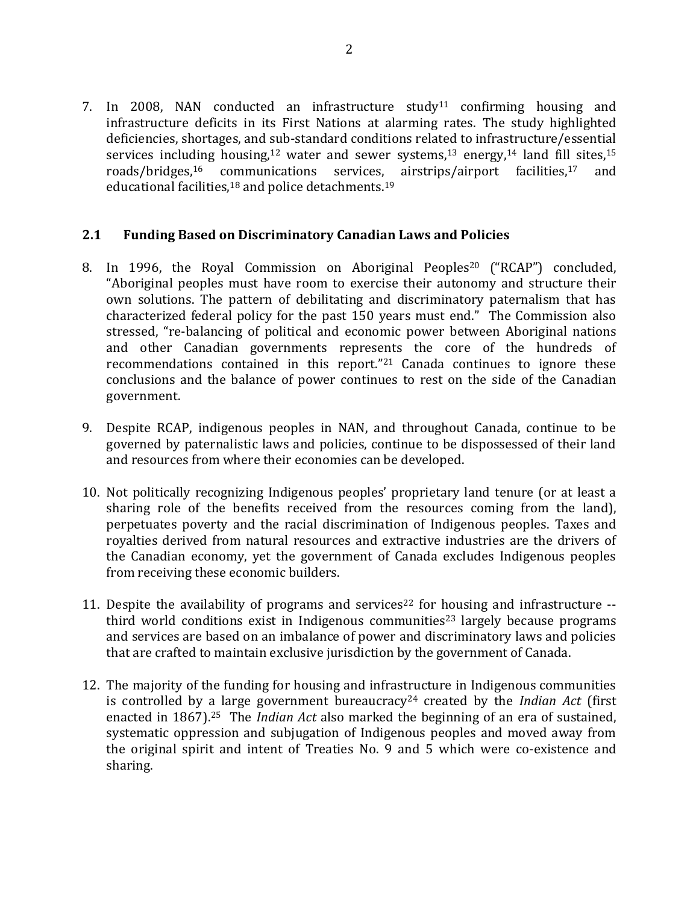7. In 2008, NAN conducted an infrastructure study[11] confirming housing and infrastructure deficits in its First Nations at alarming rates. The study highlighted deficiencies, shortages, and sub-standard conditions related to infrastructure/essential services including housing,[12] water and sewer systems,[13] energy,[14] land fill sites,[15] roads/bridges,[16] communications services, airstrips/airport facilities,[17] and educational facilities,[18] and police detachments.[19]

## 2.1 Funding Based on Discriminatory Canadian Laws and Policies

8. In 1996, the Royal Commission on Aboriginal Peoples[20] ("RCAP") concluded, "Aboriginal peoples must have room to exercise their autonomy and structure their own solutions. The pattern of debilitating and discriminatory paternalism that has characterized federal policy for the past 150 years must end." The Commission also stressed, "re-balancing of political and economic power between Aboriginal nations and other Canadian governments represents the core of the hundreds of recommendations contained in this report."[21] Canada continues to ignore these conclusions and the balance of power continues to rest on the side of the Canadian government.

9. Despite RCAP, indigenous peoples in NAN, and throughout Canada, continue to be governed by paternalistic laws and policies, continue to be dispossessed of their land and resources from where their economies can be developed.

10. Not politically recognizing Indigenous peoples' proprietary land tenure (or at least a sharing role of the benefits received from the resources coming from the land), perpetuates poverty and the racial discrimination of Indigenous peoples. Taxes and royalties derived from natural resources and extractive industries are the drivers of the Canadian economy, yet the government of Canada excludes Indigenous peoples from receiving these economic builders.

11. Despite the availability of programs and services[22] for housing and infrastructure -- third world conditions exist in Indigenous communities[23] largely because programs and services are based on an imbalance of power and discriminatory laws and policies that are crafted to maintain exclusive jurisdiction by the government of Canada.

12. The majority of the funding for housing and infrastructure in Indigenous communities is controlled by a large government bureaucracy[24] created by the *Indian Act* (first enacted in 1867).[25] The *Indian Act* also marked the beginning of an era of sustained, systematic oppression and subjugation of Indigenous peoples and moved away from the original spirit and intent of Treaties No. 9 and 5 which were co-existence and sharing.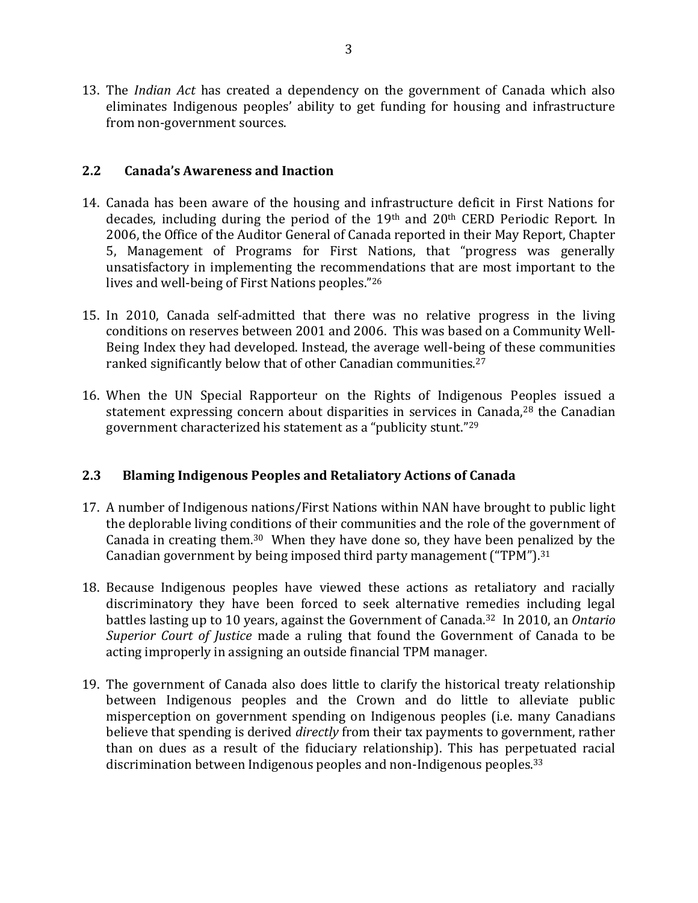13. The *Indian Act* has created a dependency on the government of Canada which also eliminates Indigenous peoples' ability to get funding for housing and infrastructure from non-government sources.

### 2.2 Canada's Awareness and Inaction

14. Canada has been aware of the housing and infrastructure deficit in First Nations for decades, including during the period of the 19th and 20th CERD Periodic Report. In 2006, the Office of the Auditor General of Canada reported in their May Report, Chapter 5, Management of Programs for First Nations, that "progress was generally unsatisfactory in implementing the recommendations that are most important to the lives and well-being of First Nations peoples."[26]

15. In 2010, Canada self-admitted that there was no relative progress in the living conditions on reserves between 2001 and 2006. This was based on a Community Well-Being Index they had developed. Instead, the average well-being of these communities ranked significantly below that of other Canadian communities.[27]

16. When the UN Special Rapporteur on the Rights of Indigenous Peoples issued a statement expressing concern about disparities in services in Canada,[28] the Canadian government characterized his statement as a "publicity stunt."[29]

### 2.3 Blaming Indigenous Peoples and Retaliatory Actions of Canada

17. A number of Indigenous nations/First Nations within NAN have brought to public light the deplorable living conditions of their communities and the role of the government of Canada in creating them.[30] When they have done so, they have been penalized by the Canadian government by being imposed third party management ("TPM").[31]

18. Because Indigenous peoples have viewed these actions as retaliatory and racially discriminatory they have been forced to seek alternative remedies including legal battles lasting up to 10 years, against the Government of Canada.[32] In 2010, an *Ontario Superior Court of Justice* made a ruling that found the Government of Canada to be acting improperly in assigning an outside financial TPM manager.

19. The government of Canada also does little to clarify the historical treaty relationship between Indigenous peoples and the Crown and do little to alleviate public misperception on government spending on Indigenous peoples (i.e. many Canadians believe that spending is derived *directly* from their tax payments to government, rather than on dues as a result of the fiduciary relationship). This has perpetuated racial discrimination between Indigenous peoples and non-Indigenous peoples.[33]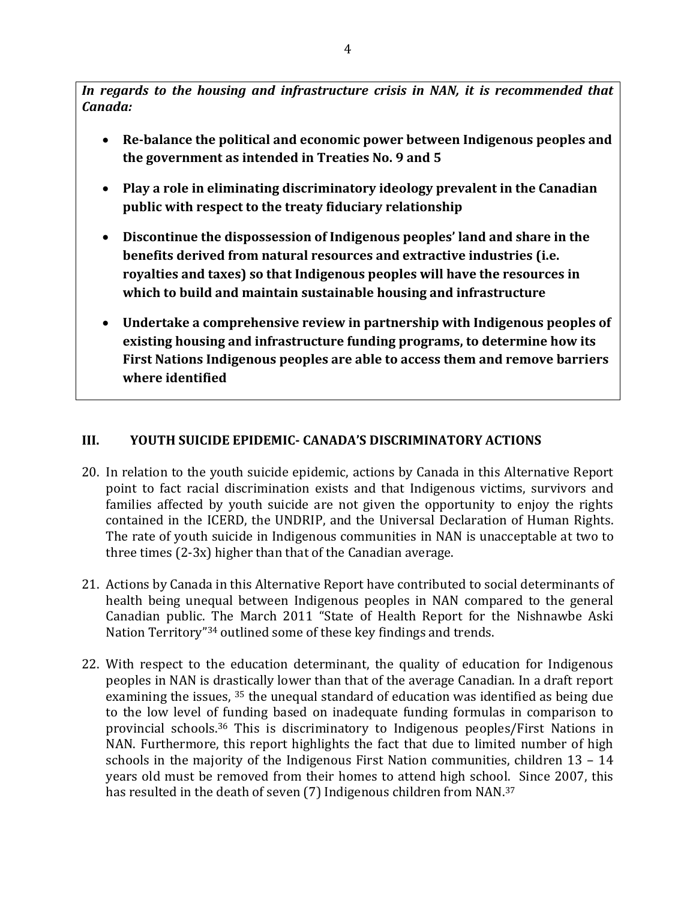***In regards to the housing and infrastructure crisis in NAN, it is recommended that Canada:***

- **Re-balance the political and economic power between Indigenous peoples and the government as intended in Treaties No. 9 and 5**
- **Play a role in eliminating discriminatory ideology prevalent in the Canadian public with respect to the treaty fiduciary relationship**
- **Discontinue the dispossession of Indigenous peoples' land and share in the benefits derived from natural resources and extractive industries (i.e. royalties and taxes) so that Indigenous peoples will have the resources in which to build and maintain sustainable housing and infrastructure**
- **Undertake a comprehensive review in partnership with Indigenous peoples of existing housing and infrastructure funding programs, to determine how its First Nations Indigenous peoples are able to access them and remove barriers where identified**

## III. YOUTH SUICIDE EPIDEMIC- CANADA'S DISCRIMINATORY ACTIONS

20. In relation to the youth suicide epidemic, actions by Canada in this Alternative Report point to fact racial discrimination exists and that Indigenous victims, survivors and families affected by youth suicide are not given the opportunity to enjoy the rights contained in the ICERD, the UNDRIP, and the Universal Declaration of Human Rights. The rate of youth suicide in Indigenous communities in NAN is unacceptable at two to three times (2-3x) higher than that of the Canadian average.

21. Actions by Canada in this Alternative Report have contributed to social determinants of health being unequal between Indigenous peoples in NAN compared to the general Canadian public. The March 2011 "State of Health Report for the Nishnawbe Aski Nation Territory"[34] outlined some of these key findings and trends.

22. With respect to the education determinant, the quality of education for Indigenous peoples in NAN is drastically lower than that of the average Canadian. In a draft report examining the issues, [35] the unequal standard of education was identified as being due to the low level of funding based on inadequate funding formulas in comparison to provincial schools.[36] This is discriminatory to Indigenous peoples/First Nations in NAN. Furthermore, this report highlights the fact that due to limited number of high schools in the majority of the Indigenous First Nation communities, children 13 – 14 years old must be removed from their homes to attend high school. Since 2007, this has resulted in the death of seven (7) Indigenous children from NAN.[37]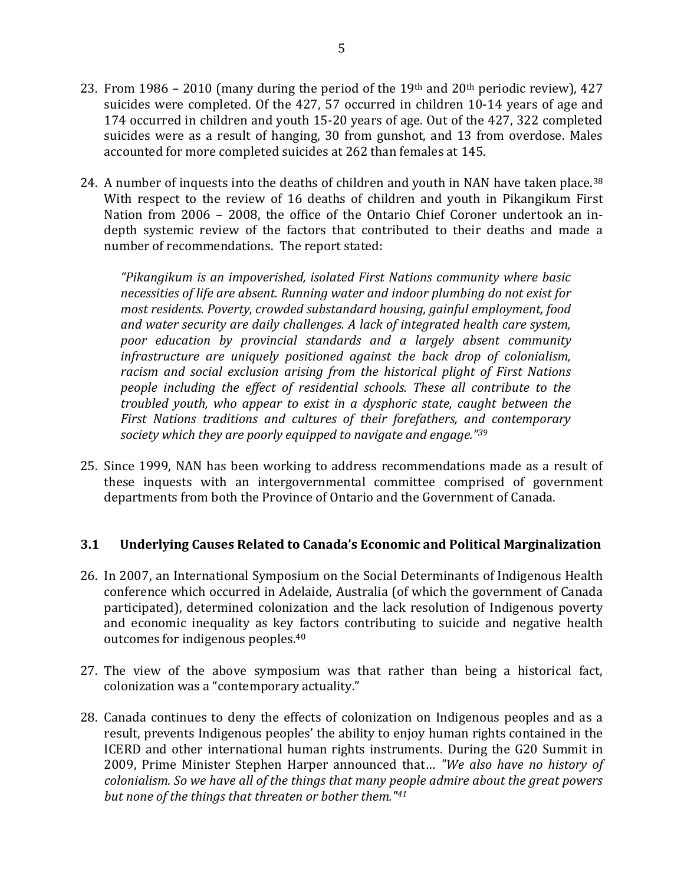23. From 1986 – 2010 (many during the period of the 19th and 20th periodic review), 427 suicides were completed. Of the 427, 57 occurred in children 10-14 years of age and 174 occurred in children and youth 15-20 years of age. Out of the 427, 322 completed suicides were as a result of hanging, 30 from gunshot, and 13 from overdose. Males accounted for more completed suicides at 262 than females at 145.

24. A number of inquests into the deaths of children and youth in NAN have taken place.[38] With respect to the review of 16 deaths of children and youth in Pikangikum First Nation from 2006 – 2008, the office of the Ontario Chief Coroner undertook an in-depth systemic review of the factors that contributed to their deaths and made a number of recommendations. The report stated:

> *"Pikangikum is an impoverished, isolated First Nations community where basic necessities of life are absent. Running water and indoor plumbing do not exist for most residents. Poverty, crowded substandard housing, gainful employment, food and water security are daily challenges. A lack of integrated health care system, poor education by provincial standards and a largely absent community infrastructure are uniquely positioned against the back drop of colonialism, racism and social exclusion arising from the historical plight of First Nations people including the effect of residential schools. These all contribute to the troubled youth, who appear to exist in a dysphoric state, caught between the First Nations traditions and cultures of their forefathers, and contemporary society which they are poorly equipped to navigate and engage."*[39]

25. Since 1999, NAN has been working to address recommendations made as a result of these inquests with an intergovernmental committee comprised of government departments from both the Province of Ontario and the Government of Canada.

### 3.1 Underlying Causes Related to Canada's Economic and Political Marginalization

26. In 2007, an International Symposium on the Social Determinants of Indigenous Health conference which occurred in Adelaide, Australia (of which the government of Canada participated), determined colonization and the lack resolution of Indigenous poverty and economic inequality as key factors contributing to suicide and negative health outcomes for indigenous peoples.[40]

27. The view of the above symposium was that rather than being a historical fact, colonization was a "contemporary actuality."

28. Canada continues to deny the effects of colonization on Indigenous peoples and as a result, prevents Indigenous peoples' the ability to enjoy human rights contained in the ICERD and other international human rights instruments. During the G20 Summit in 2009, Prime Minister Stephen Harper announced that… *"We also have no history of colonialism. So we have all of the things that many people admire about the great powers but none of the things that threaten or bother them."*[41]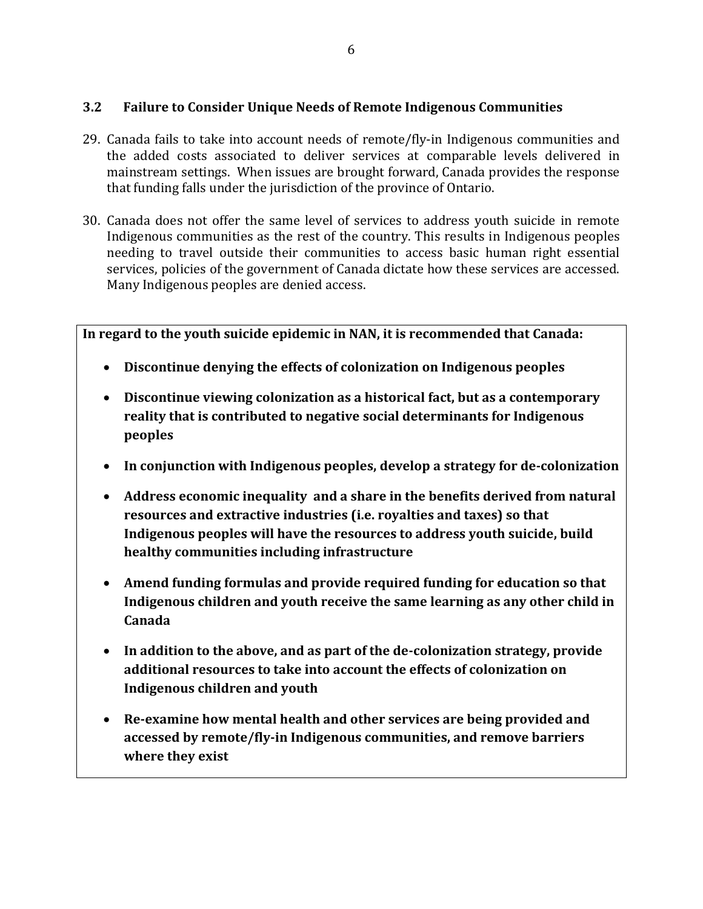### 3.2 Failure to Consider Unique Needs of Remote Indigenous Communities

29. Canada fails to take into account needs of remote/fly-in Indigenous communities and the added costs associated to deliver services at comparable levels delivered in mainstream settings. When issues are brought forward, Canada provides the response that funding falls under the jurisdiction of the province of Ontario.

30. Canada does not offer the same level of services to address youth suicide in remote Indigenous communities as the rest of the country. This results in Indigenous peoples needing to travel outside their communities to access basic human right essential services, policies of the government of Canada dictate how these services are accessed. Many Indigenous peoples are denied access.

**In regard to the youth suicide epidemic in NAN, it is recommended that Canada:**

- **Discontinue denying the effects of colonization on Indigenous peoples**
- **Discontinue viewing colonization as a historical fact, but as a contemporary reality that is contributed to negative social determinants for Indigenous peoples**
- **In conjunction with Indigenous peoples, develop a strategy for de-colonization**
- **Address economic inequality and a share in the benefits derived from natural resources and extractive industries (i.e. royalties and taxes) so that Indigenous peoples will have the resources to address youth suicide, build healthy communities including infrastructure**
- **Amend funding formulas and provide required funding for education so that Indigenous children and youth receive the same learning as any other child in Canada**
- **In addition to the above, and as part of the de-colonization strategy, provide additional resources to take into account the effects of colonization on Indigenous children and youth**
- **Re-examine how mental health and other services are being provided and accessed by remote/fly-in Indigenous communities, and remove barriers where they exist**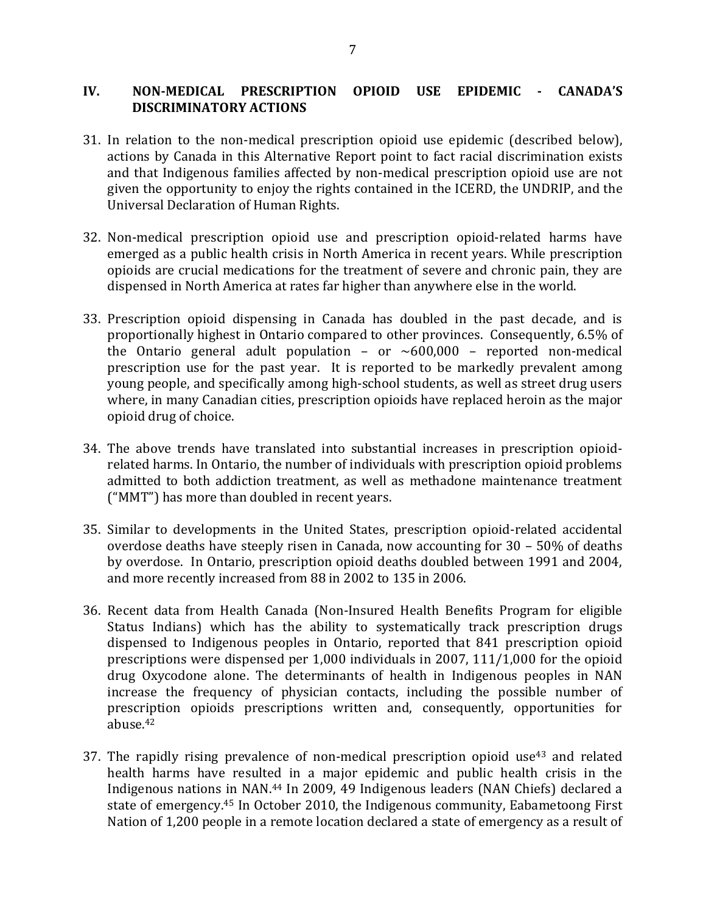## IV. NON-MEDICAL PRESCRIPTION OPIOID USE EPIDEMIC - CANADA'S DISCRIMINATORY ACTIONS

31. In relation to the non-medical prescription opioid use epidemic (described below), actions by Canada in this Alternative Report point to fact racial discrimination exists and that Indigenous families affected by non-medical prescription opioid use are not given the opportunity to enjoy the rights contained in the ICERD, the UNDRIP, and the Universal Declaration of Human Rights.

32. Non-medical prescription opioid use and prescription opioid-related harms have emerged as a public health crisis in North America in recent years. While prescription opioids are crucial medications for the treatment of severe and chronic pain, they are dispensed in North America at rates far higher than anywhere else in the world.

33. Prescription opioid dispensing in Canada has doubled in the past decade, and is proportionally highest in Ontario compared to other provinces. Consequently, 6.5% of the Ontario general adult population – or ~600,000 – reported non-medical prescription use for the past year. It is reported to be markedly prevalent among young people, and specifically among high-school students, as well as street drug users where, in many Canadian cities, prescription opioids have replaced heroin as the major opioid drug of choice.

34. The above trends have translated into substantial increases in prescription opioid-related harms. In Ontario, the number of individuals with prescription opioid problems admitted to both addiction treatment, as well as methadone maintenance treatment ("MMT") has more than doubled in recent years.

35. Similar to developments in the United States, prescription opioid-related accidental overdose deaths have steeply risen in Canada, now accounting for 30 – 50% of deaths by overdose. In Ontario, prescription opioid deaths doubled between 1991 and 2004, and more recently increased from 88 in 2002 to 135 in 2006.

36. Recent data from Health Canada (Non-Insured Health Benefits Program for eligible Status Indians) which has the ability to systematically track prescription drugs dispensed to Indigenous peoples in Ontario, reported that 841 prescription opioid prescriptions were dispensed per 1,000 individuals in 2007, 111/1,000 for the opioid drug Oxycodone alone. The determinants of health in Indigenous peoples in NAN increase the frequency of physician contacts, including the possible number of prescription opioids prescriptions written and, consequently, opportunities for abuse.[42]

37. The rapidly rising prevalence of non-medical prescription opioid use[43] and related health harms have resulted in a major epidemic and public health crisis in the Indigenous nations in NAN.[44] In 2009, 49 Indigenous leaders (NAN Chiefs) declared a state of emergency.[45] In October 2010, the Indigenous community, Eabametoong First Nation of 1,200 people in a remote location declared a state of emergency as a result of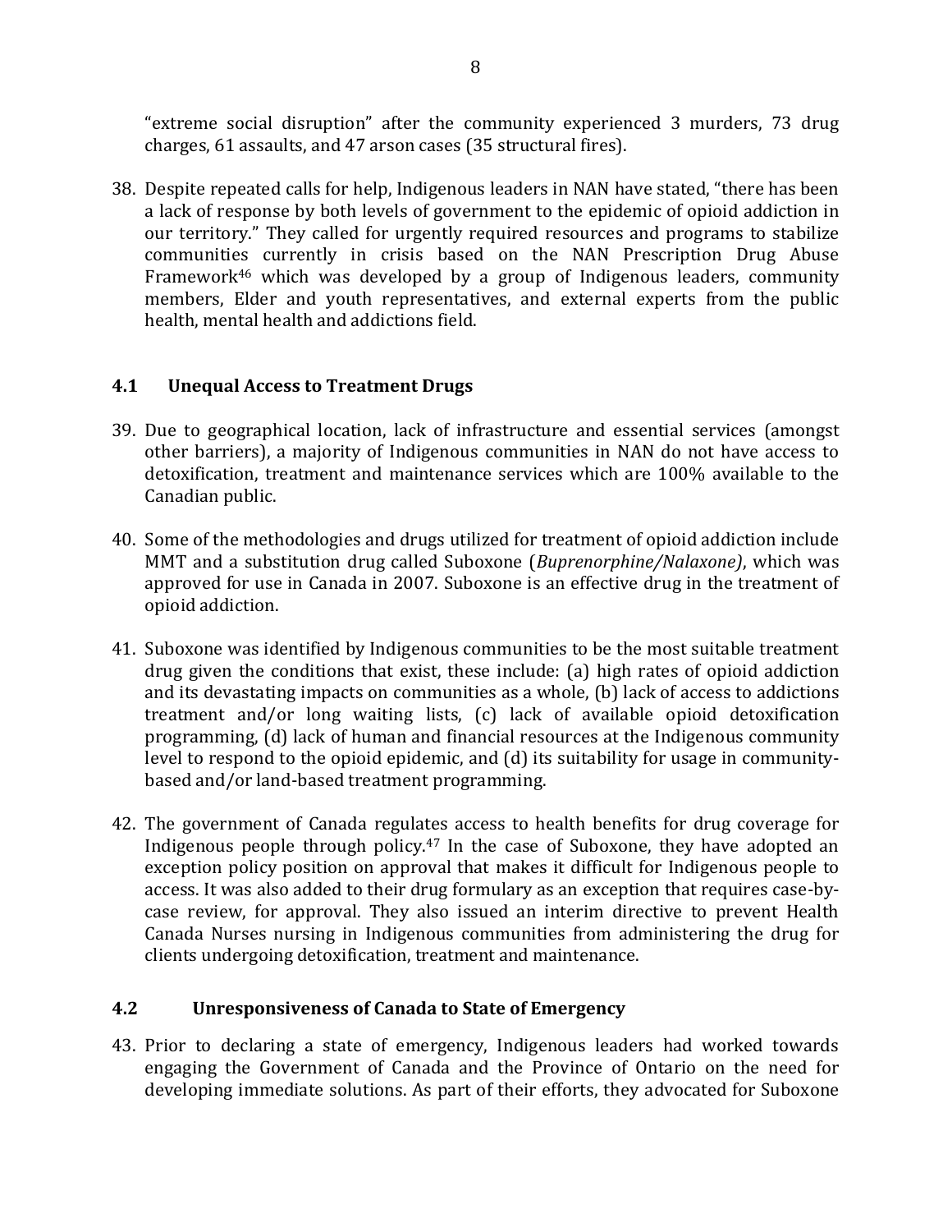"extreme social disruption" after the community experienced 3 murders, 73 drug charges, 61 assaults, and 47 arson cases (35 structural fires).

38. Despite repeated calls for help, Indigenous leaders in NAN have stated, "there has been a lack of response by both levels of government to the epidemic of opioid addiction in our territory." They called for urgently required resources and programs to stabilize communities currently in crisis based on the NAN Prescription Drug Abuse Framework[46] which was developed by a group of Indigenous leaders, community members, Elder and youth representatives, and external experts from the public health, mental health and addictions field.

### 4.1 Unequal Access to Treatment Drugs

39. Due to geographical location, lack of infrastructure and essential services (amongst other barriers), a majority of Indigenous communities in NAN do not have access to detoxification, treatment and maintenance services which are 100% available to the Canadian public.

40. Some of the methodologies and drugs utilized for treatment of opioid addiction include MMT and a substitution drug called Suboxone (*Buprenorphine/Nalaxone)*, which was approved for use in Canada in 2007. Suboxone is an effective drug in the treatment of opioid addiction.

41. Suboxone was identified by Indigenous communities to be the most suitable treatment drug given the conditions that exist, these include: (a) high rates of opioid addiction and its devastating impacts on communities as a whole, (b) lack of access to addictions treatment and/or long waiting lists, (c) lack of available opioid detoxification programming, (d) lack of human and financial resources at the Indigenous community level to respond to the opioid epidemic, and (d) its suitability for usage in community-based and/or land-based treatment programming.

42. The government of Canada regulates access to health benefits for drug coverage for Indigenous people through policy.[47] In the case of Suboxone, they have adopted an exception policy position on approval that makes it difficult for Indigenous people to access. It was also added to their drug formulary as an exception that requires case-by-case review, for approval. They also issued an interim directive to prevent Health Canada Nurses nursing in Indigenous communities from administering the drug for clients undergoing detoxification, treatment and maintenance.

### 4.2 Unresponsiveness of Canada to State of Emergency

43. Prior to declaring a state of emergency, Indigenous leaders had worked towards engaging the Government of Canada and the Province of Ontario on the need for developing immediate solutions. As part of their efforts, they advocated for Suboxone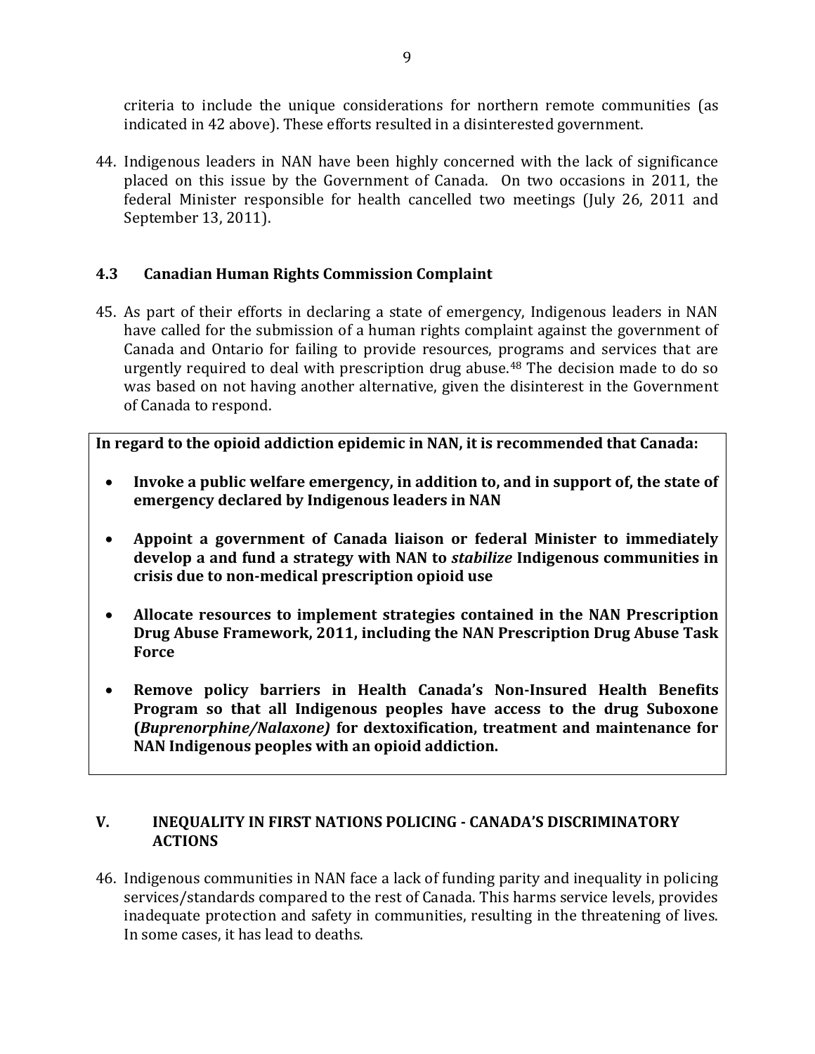criteria to include the unique considerations for northern remote communities (as indicated in 42 above). These efforts resulted in a disinterested government.

44. Indigenous leaders in NAN have been highly concerned with the lack of significance placed on this issue by the Government of Canada. On two occasions in 2011, the federal Minister responsible for health cancelled two meetings (July 26, 2011 and September 13, 2011).

### 4.3 Canadian Human Rights Commission Complaint

45. As part of their efforts in declaring a state of emergency, Indigenous leaders in NAN have called for the submission of a human rights complaint against the government of Canada and Ontario for failing to provide resources, programs and services that are urgently required to deal with prescription drug abuse.[48] The decision made to do so was based on not having another alternative, given the disinterest in the Government of Canada to respond.

**In regard to the opioid addiction epidemic in NAN, it is recommended that Canada:**

- **Invoke a public welfare emergency, in addition to, and in support of, the state of emergency declared by Indigenous leaders in NAN**
- **Appoint a government of Canada liaison or federal Minister to immediately develop a and fund a strategy with NAN to *stabilize* Indigenous communities in crisis due to non-medical prescription opioid use**
- **Allocate resources to implement strategies contained in the NAN Prescription Drug Abuse Framework, 2011, including the NAN Prescription Drug Abuse Task Force**
- **Remove policy barriers in Health Canada's Non-Insured Health Benefits Program so that all Indigenous peoples have access to the drug Suboxone (*Buprenorphine/Nalaxone*) for dextoxification, treatment and maintenance for NAN Indigenous peoples with an opioid addiction.**

## V. INEQUALITY IN FIRST NATIONS POLICING - CANADA'S DISCRIMINATORY ACTIONS

46. Indigenous communities in NAN face a lack of funding parity and inequality in policing services/standards compared to the rest of Canada. This harms service levels, provides inadequate protection and safety in communities, resulting in the threatening of lives. In some cases, it has lead to deaths.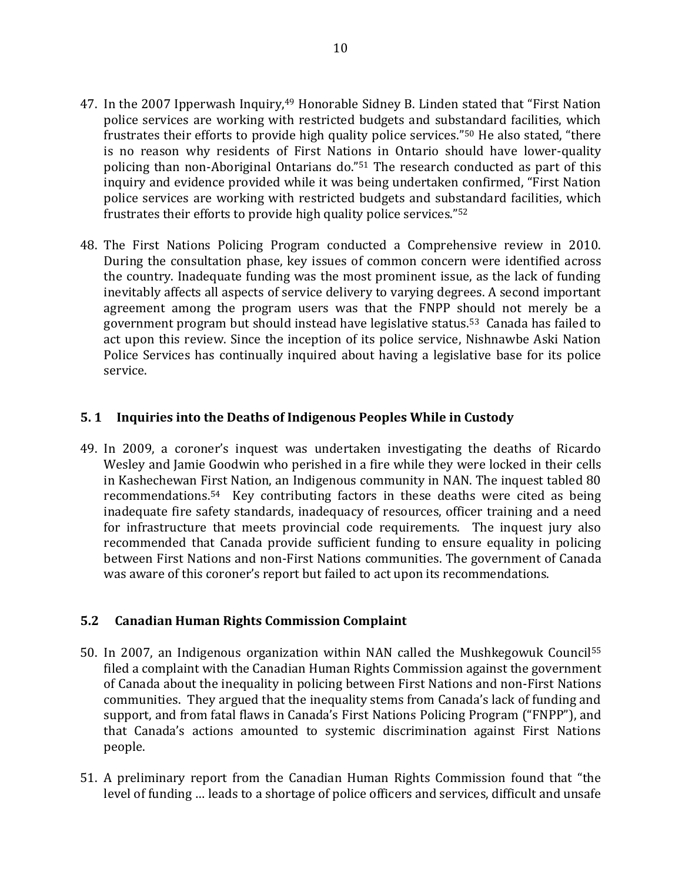47. In the 2007 Ipperwash Inquiry,[49] Honorable Sidney B. Linden stated that "First Nation police services are working with restricted budgets and substandard facilities, which frustrates their efforts to provide high quality police services."[50] He also stated, "there is no reason why residents of First Nations in Ontario should have lower-quality policing than non-Aboriginal Ontarians do."[51] The research conducted as part of this inquiry and evidence provided while it was being undertaken confirmed, "First Nation police services are working with restricted budgets and substandard facilities, which frustrates their efforts to provide high quality police services."[52]

48. The First Nations Policing Program conducted a Comprehensive review in 2010. During the consultation phase, key issues of common concern were identified across the country. Inadequate funding was the most prominent issue, as the lack of funding inevitably affects all aspects of service delivery to varying degrees. A second important agreement among the program users was that the FNPP should not merely be a government program but should instead have legislative status.[53] Canada has failed to act upon this review. Since the inception of its police service, Nishnawbe Aski Nation Police Services has continually inquired about having a legislative base for its police service.

### 5. 1 Inquiries into the Deaths of Indigenous Peoples While in Custody

49. In 2009, a coroner's inquest was undertaken investigating the deaths of Ricardo Wesley and Jamie Goodwin who perished in a fire while they were locked in their cells in Kashechewan First Nation, an Indigenous community in NAN. The inquest tabled 80 recommendations.[54] Key contributing factors in these deaths were cited as being inadequate fire safety standards, inadequacy of resources, officer training and a need for infrastructure that meets provincial code requirements. The inquest jury also recommended that Canada provide sufficient funding to ensure equality in policing between First Nations and non-First Nations communities. The government of Canada was aware of this coroner's report but failed to act upon its recommendations.

### 5.2 Canadian Human Rights Commission Complaint

50. In 2007, an Indigenous organization within NAN called the Mushkegowuk Council[55] filed a complaint with the Canadian Human Rights Commission against the government of Canada about the inequality in policing between First Nations and non-First Nations communities. They argued that the inequality stems from Canada's lack of funding and support, and from fatal flaws in Canada's First Nations Policing Program ("FNPP"), and that Canada's actions amounted to systemic discrimination against First Nations people.

51. A preliminary report from the Canadian Human Rights Commission found that "the level of funding … leads to a shortage of police officers and services, difficult and unsafe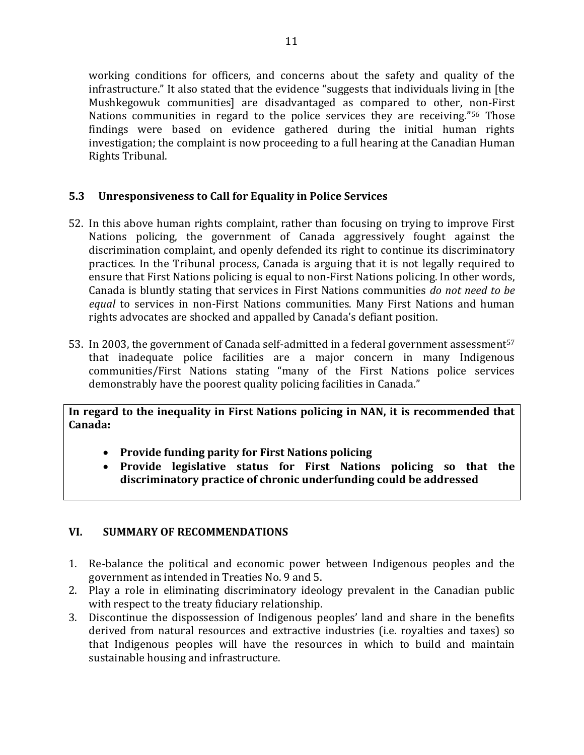working conditions for officers, and concerns about the safety and quality of the infrastructure." It also stated that the evidence "suggests that individuals living in [the Mushkegowuk communities] are disadvantaged as compared to other, non-First Nations communities in regard to the police services they are receiving."[56] Those findings were based on evidence gathered during the initial human rights investigation; the complaint is now proceeding to a full hearing at the Canadian Human Rights Tribunal.

### 5.3 Unresponsiveness to Call for Equality in Police Services

52. In this above human rights complaint, rather than focusing on trying to improve First Nations policing, the government of Canada aggressively fought against the discrimination complaint, and openly defended its right to continue its discriminatory practices. In the Tribunal process, Canada is arguing that it is not legally required to ensure that First Nations policing is equal to non-First Nations policing. In other words, Canada is bluntly stating that services in First Nations communities *do not need to be equal* to services in non-First Nations communities. Many First Nations and human rights advocates are shocked and appalled by Canada's defiant position.

53. In 2003, the government of Canada self-admitted in a federal government assessment[57] that inadequate police facilities are a major concern in many Indigenous communities/First Nations stating "many of the First Nations police services demonstrably have the poorest quality policing facilities in Canada."

**In regard to the inequality in First Nations policing in NAN, it is recommended that Canada:**

- **Provide funding parity for First Nations policing**
- **Provide legislative status for First Nations policing so that the discriminatory practice of chronic underfunding could be addressed**

## VI. SUMMARY OF RECOMMENDATIONS

1. Re-balance the political and economic power between Indigenous peoples and the government as intended in Treaties No. 9 and 5.
2. Play a role in eliminating discriminatory ideology prevalent in the Canadian public with respect to the treaty fiduciary relationship.
3. Discontinue the dispossession of Indigenous peoples' land and share in the benefits derived from natural resources and extractive industries (i.e. royalties and taxes) so that Indigenous peoples will have the resources in which to build and maintain sustainable housing and infrastructure.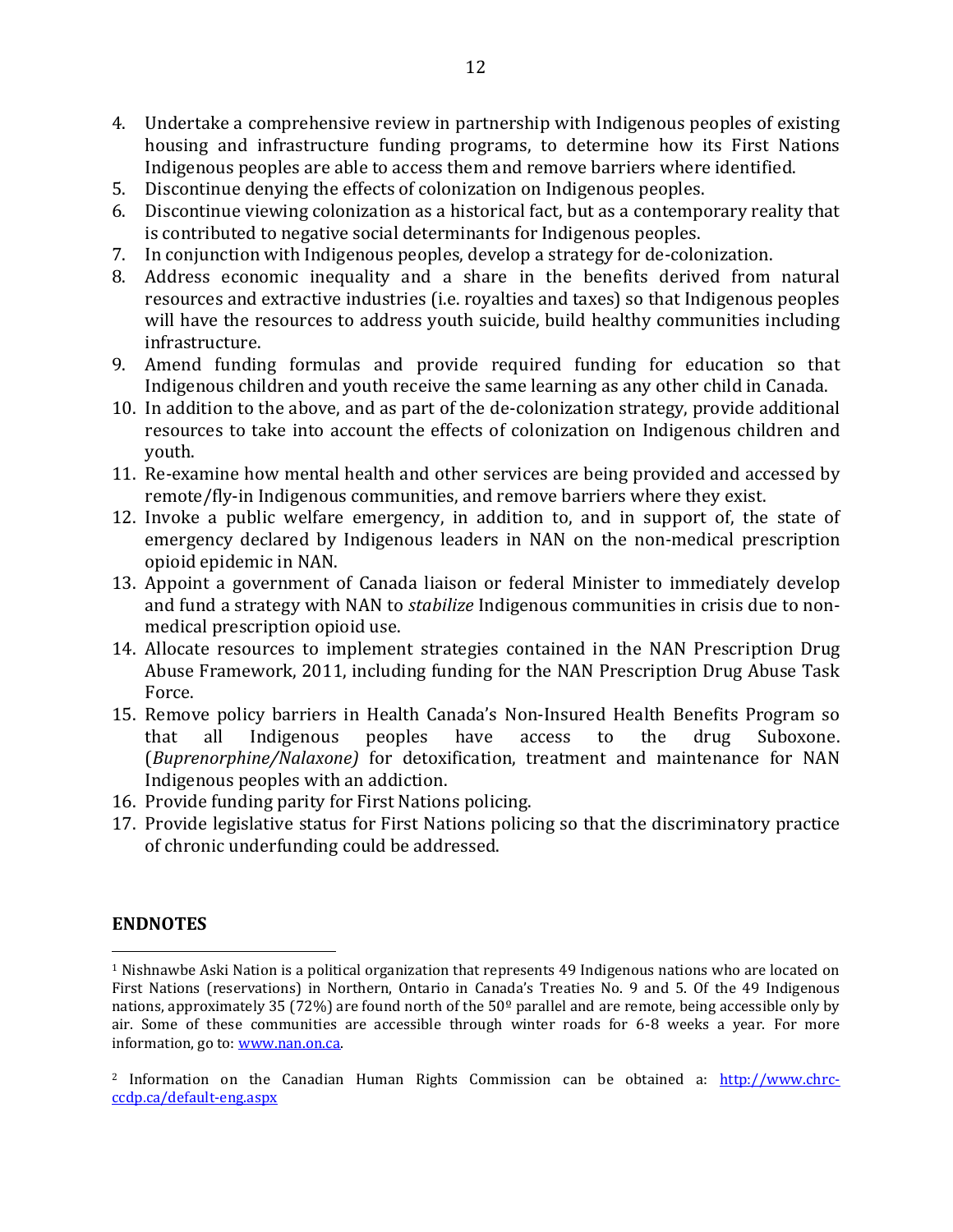4. Undertake a comprehensive review in partnership with Indigenous peoples of existing housing and infrastructure funding programs, to determine how its First Nations Indigenous peoples are able to access them and remove barriers where identified.
5. Discontinue denying the effects of colonization on Indigenous peoples.
6. Discontinue viewing colonization as a historical fact, but as a contemporary reality that is contributed to negative social determinants for Indigenous peoples.
7. In conjunction with Indigenous peoples, develop a strategy for de-colonization.
8. Address economic inequality and a share in the benefits derived from natural resources and extractive industries (i.e. royalties and taxes) so that Indigenous peoples will have the resources to address youth suicide, build healthy communities including infrastructure.
9. Amend funding formulas and provide required funding for education so that Indigenous children and youth receive the same learning as any other child in Canada.
10. In addition to the above, and as part of the de-colonization strategy, provide additional resources to take into account the effects of colonization on Indigenous children and youth.
11. Re-examine how mental health and other services are being provided and accessed by remote/fly-in Indigenous communities, and remove barriers where they exist.
12. Invoke a public welfare emergency, in addition to, and in support of, the state of emergency declared by Indigenous leaders in NAN on the non-medical prescription opioid epidemic in NAN.
13. Appoint a government of Canada liaison or federal Minister to immediately develop and fund a strategy with NAN to *stabilize* Indigenous communities in crisis due to non-medical prescription opioid use.
14. Allocate resources to implement strategies contained in the NAN Prescription Drug Abuse Framework, 2011, including funding for the NAN Prescription Drug Abuse Task Force.
15. Remove policy barriers in Health Canada's Non-Insured Health Benefits Program so that all Indigenous peoples have access to the drug Suboxone. (*Buprenorphine/Nalaxone)* for detoxification, treatment and maintenance for NAN Indigenous peoples with an addiction.
16. Provide funding parity for First Nations policing.
17. Provide legislative status for First Nations policing so that the discriminatory practice of chronic underfunding could be addressed.

## ENDNOTES

[1] Nishnawbe Aski Nation is a political organization that represents 49 Indigenous nations who are located on First Nations (reservations) in Northern, Ontario in Canada's Treaties No. 9 and 5. Of the 49 Indigenous nations, approximately 35 (72%) are found north of the 50º parallel and are remote, being accessible only by air. Some of these communities are accessible through winter roads for 6-8 weeks a year. For more information, go to: www.nan.on.ca.

[2] Information on the Canadian Human Rights Commission can be obtained a: http://www.chrc-ccdp.ca/default-eng.aspx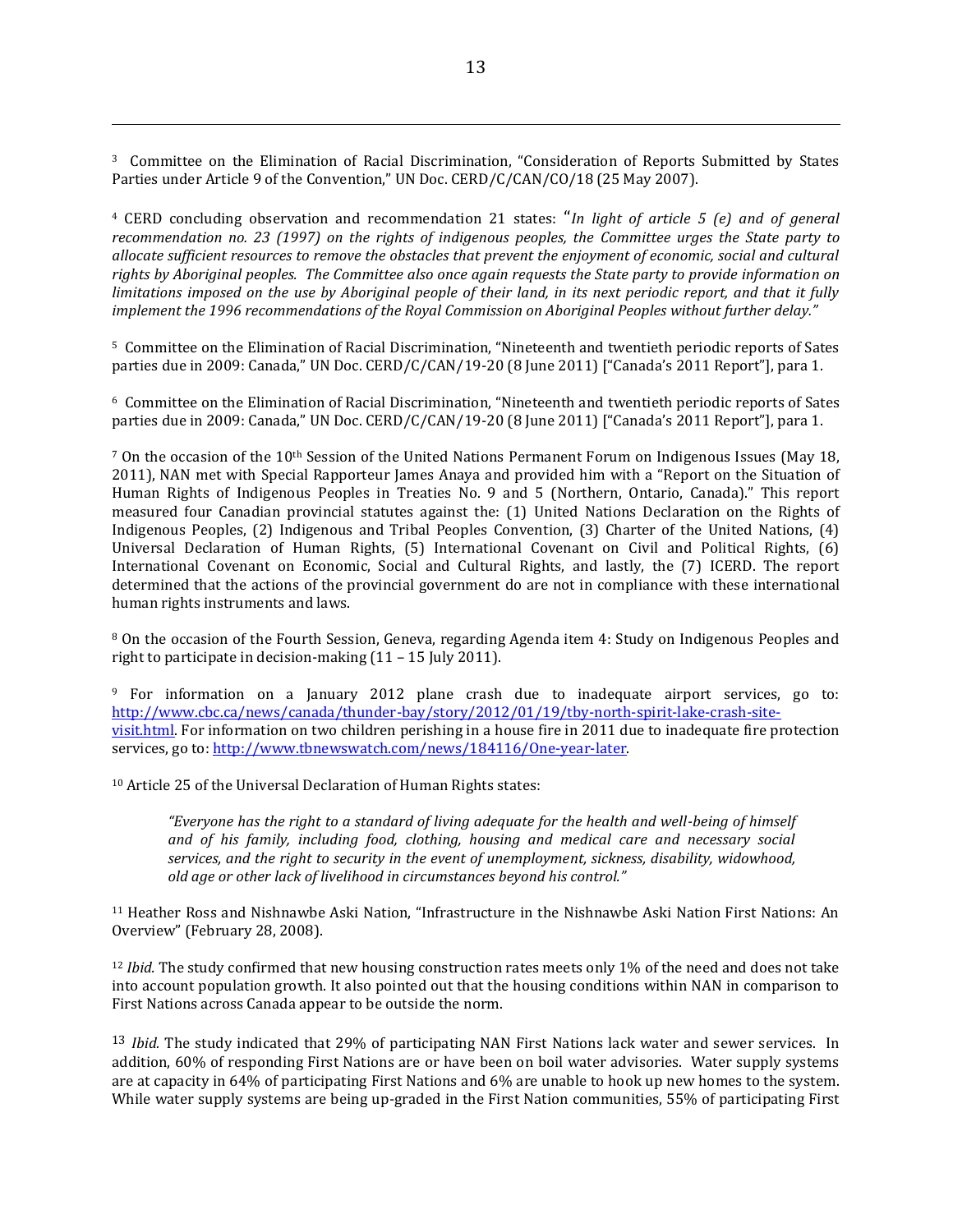[3] Committee on the Elimination of Racial Discrimination, "Consideration of Reports Submitted by States Parties under Article 9 of the Convention," UN Doc. CERD/C/CAN/CO/18 (25 May 2007).

[4] CERD concluding observation and recommendation 21 states: "*In light of article 5 (e) and of general recommendation no. 23 (1997) on the rights of indigenous peoples, the Committee urges the State party to allocate sufficient resources to remove the obstacles that prevent the enjoyment of economic, social and cultural rights by Aboriginal peoples. The Committee also once again requests the State party to provide information on limitations imposed on the use by Aboriginal people of their land, in its next periodic report, and that it fully implement the 1996 recommendations of the Royal Commission on Aboriginal Peoples without further delay.*"

[5] Committee on the Elimination of Racial Discrimination, "Nineteenth and twentieth periodic reports of Sates parties due in 2009: Canada," UN Doc. CERD/C/CAN/19-20 (8 June 2011) ["Canada's 2011 Report"], para 1.

[6] Committee on the Elimination of Racial Discrimination, "Nineteenth and twentieth periodic reports of Sates parties due in 2009: Canada," UN Doc. CERD/C/CAN/19-20 (8 June 2011) ["Canada's 2011 Report"], para 1.

[7] On the occasion of the 10th Session of the United Nations Permanent Forum on Indigenous Issues (May 18, 2011), NAN met with Special Rapporteur James Anaya and provided him with a "Report on the Situation of Human Rights of Indigenous Peoples in Treaties No. 9 and 5 (Northern, Ontario, Canada)." This report measured four Canadian provincial statutes against the: (1) United Nations Declaration on the Rights of Indigenous Peoples, (2) Indigenous and Tribal Peoples Convention, (3) Charter of the United Nations, (4) Universal Declaration of Human Rights, (5) International Covenant on Civil and Political Rights, (6) International Covenant on Economic, Social and Cultural Rights, and lastly, the (7) ICERD. The report determined that the actions of the provincial government do are not in compliance with these international human rights instruments and laws.

[8] On the occasion of the Fourth Session, Geneva, regarding Agenda item 4: Study on Indigenous Peoples and right to participate in decision-making (11 – 15 July 2011).

[9] For information on a January 2012 plane crash due to inadequate airport services, go to: [http://www.cbc.ca/news/canada/thunder-bay/story/2012/01/19/tby-north-spirit-lake-crash-site-visit.html](http://www.cbc.ca/news/canada/thunder-bay/story/2012/01/19/tby-north-spirit-lake-crash-site-visit.html). For information on two children perishing in a house fire in 2011 due to inadequate fire protection services, go to: [http://www.tbnewswatch.com/news/184116/One-year-later](http://www.tbnewswatch.com/news/184116/One-year-later).

[10] Article 25 of the Universal Declaration of Human Rights states:

> *"Everyone has the right to a standard of living adequate for the health and well-being of himself and of his family, including food, clothing, housing and medical care and necessary social services, and the right to security in the event of unemployment, sickness, disability, widowhood, old age or other lack of livelihood in circumstances beyond his control."*

[11] Heather Ross and Nishnawbe Aski Nation, "Infrastructure in the Nishnawbe Aski Nation First Nations: An Overview" (February 28, 2008).

[12] *Ibid.* The study confirmed that new housing construction rates meets only 1% of the need and does not take into account population growth. It also pointed out that the housing conditions within NAN in comparison to First Nations across Canada appear to be outside the norm.

[13] *Ibid.* The study indicated that 29% of participating NAN First Nations lack water and sewer services. In addition, 60% of responding First Nations are or have been on boil water advisories. Water supply systems are at capacity in 64% of participating First Nations and 6% are unable to hook up new homes to the system. While water supply systems are being up-graded in the First Nation communities, 55% of participating First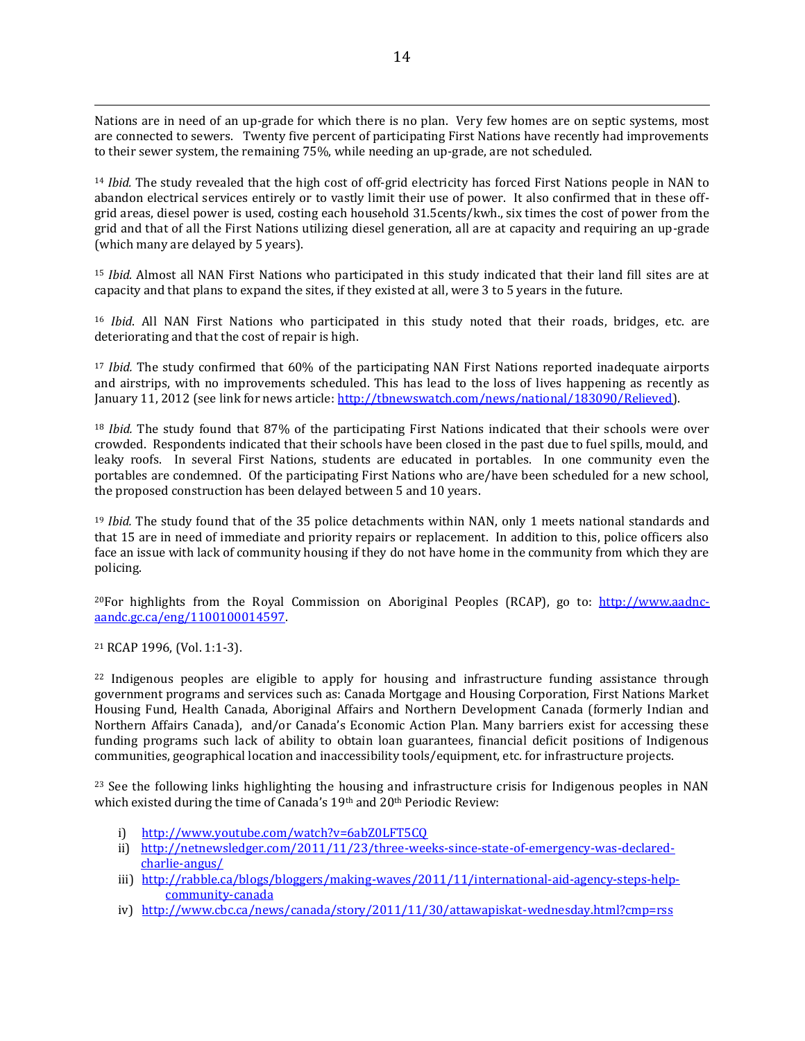Nations are in need of an up-grade for which there is no plan. Very few homes are on septic systems, most are connected to sewers. Twenty five percent of participating First Nations have recently had improvements to their sewer system, the remaining 75%, while needing an up-grade, are not scheduled.

[14] *Ibid.* The study revealed that the high cost of off-grid electricity has forced First Nations people in NAN to abandon electrical services entirely or to vastly limit their use of power. It also confirmed that in these off-grid areas, diesel power is used, costing each household 31.5cents/kwh., six times the cost of power from the grid and that of all the First Nations utilizing diesel generation, all are at capacity and requiring an up-grade (which many are delayed by 5 years).

[15] *Ibid.* Almost all NAN First Nations who participated in this study indicated that their land fill sites are at capacity and that plans to expand the sites, if they existed at all, were 3 to 5 years in the future.

[16] *Ibid*. All NAN First Nations who participated in this study noted that their roads, bridges, etc. are deteriorating and that the cost of repair is high.

[17] *Ibid.* The study confirmed that 60% of the participating NAN First Nations reported inadequate airports and airstrips, with no improvements scheduled. This has lead to the loss of lives happening as recently as January 11, 2012 (see link for news article: http://tbnewswatch.com/news/national/183090/Relieved).

[18] *Ibid.* The study found that 87% of the participating First Nations indicated that their schools were over crowded. Respondents indicated that their schools have been closed in the past due to fuel spills, mould, and leaky roofs. In several First Nations, students are educated in portables. In one community even the portables are condemned. Of the participating First Nations who are/have been scheduled for a new school, the proposed construction has been delayed between 5 and 10 years.

[19] *Ibid.* The study found that of the 35 police detachments within NAN, only 1 meets national standards and that 15 are in need of immediate and priority repairs or replacement. In addition to this, police officers also face an issue with lack of community housing if they do not have home in the community from which they are policing.

[20] For highlights from the Royal Commission on Aboriginal Peoples (RCAP), go to: http://www.aadnc-aandc.gc.ca/eng/1100100014597.

[21] RCAP 1996, (Vol. 1:1-3).

[22] Indigenous peoples are eligible to apply for housing and infrastructure funding assistance through government programs and services such as: Canada Mortgage and Housing Corporation, First Nations Market Housing Fund, Health Canada, Aboriginal Affairs and Northern Development Canada (formerly Indian and Northern Affairs Canada), and/or Canada's Economic Action Plan. Many barriers exist for accessing these funding programs such lack of ability to obtain loan guarantees, financial deficit positions of Indigenous communities, geographical location and inaccessibility tools/equipment, etc. for infrastructure projects.

[23] See the following links highlighting the housing and infrastructure crisis for Indigenous peoples in NAN which existed during the time of Canada's 19th and 20th Periodic Review:

i) http://www.youtube.com/watch?v=6abZ0LFT5CQ
ii) http://netnewsledger.com/2011/11/23/three-weeks-since-state-of-emergency-was-declared-charlie-angus/
iii) http://rabble.ca/blogs/bloggers/making-waves/2011/11/international-aid-agency-steps-help-community-canada
iv) http://www.cbc.ca/news/canada/story/2011/11/30/attawapiskat-wednesday.html?cmp=rss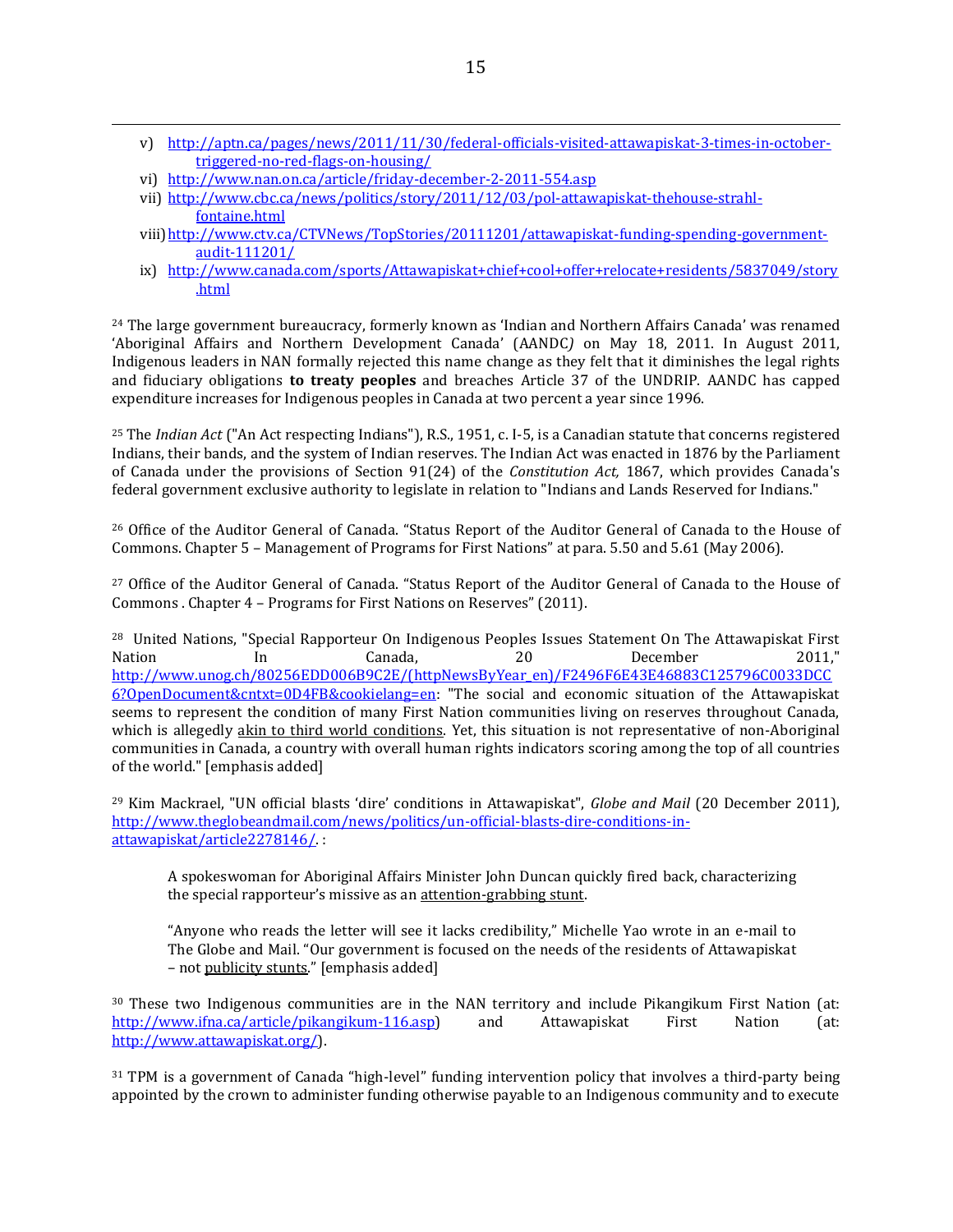v) http://aptn.ca/pages/news/2011/11/30/federal-officials-visited-attawapiskat-3-times-in-october-triggered-no-red-flags-on-housing/
vi) http://www.nan.on.ca/article/friday-december-2-2011-554.asp
vii) http://www.cbc.ca/news/politics/story/2011/12/03/pol-attawapiskat-thehouse-strahl-fontaine.html
viii) http://www.ctv.ca/CTVNews/TopStories/20111201/attawapiskat-funding-spending-government-audit-111201/
ix) http://www.canada.com/sports/Attawapiskat+chief+cool+offer+relocate+residents/5837049/story.html

[24] The large government bureaucracy, formerly known as 'Indian and Northern Affairs Canada' was renamed 'Aboriginal Affairs and Northern Development Canada' (AANDC*)* on May 18, 2011. In August 2011, Indigenous leaders in NAN formally rejected this name change as they felt that it diminishes the legal rights and fiduciary obligations **to treaty peoples** and breaches Article 37 of the UNDRIP. AANDC has capped expenditure increases for Indigenous peoples in Canada at two percent a year since 1996.

[25] The *Indian Act* ("An Act respecting Indians"), R.S., 1951, c. I-5, is a Canadian statute that concerns registered Indians, their bands, and the system of Indian reserves. The Indian Act was enacted in 1876 by the Parliament of Canada under the provisions of Section 91(24) of the *Constitution Act,* 1867, which provides Canada's federal government exclusive authority to legislate in relation to "Indians and Lands Reserved for Indians."

[26] Office of the Auditor General of Canada. "Status Report of the Auditor General of Canada to the House of Commons. Chapter 5 – Management of Programs for First Nations" at para. 5.50 and 5.61 (May 2006).

[27] Office of the Auditor General of Canada. "Status Report of the Auditor General of Canada to the House of Commons . Chapter 4 – Programs for First Nations on Reserves" (2011).

[28] United Nations, "Special Rapporteur On Indigenous Peoples Issues Statement On The Attawapiskat First Nation In Canada, 20 December 2011," http://www.unog.ch/80256EDD006B9C2E/(httpNewsByYear_en)/F2496F6E43E46883C125796C0033DCC6?OpenDocument&cntxt=0D4FB&cookielang=en: "The social and economic situation of the Attawapiskat seems to represent the condition of many First Nation communities living on reserves throughout Canada, which is allegedly akin to third world conditions. Yet, this situation is not representative of non-Aboriginal communities in Canada, a country with overall human rights indicators scoring among the top of all countries of the world." [emphasis added]

[29] Kim Mackrael, "UN official blasts 'dire' conditions in Attawapiskat", *Globe and Mail* (20 December 2011), http://www.theglobeandmail.com/news/politics/un-official-blasts-dire-conditions-in-attawapiskat/article2278146/. :

> A spokeswoman for Aboriginal Affairs Minister John Duncan quickly fired back, characterizing the special rapporteur's missive as an attention-grabbing stunt.
>
> "Anyone who reads the letter will see it lacks credibility," Michelle Yao wrote in an e-mail to The Globe and Mail. "Our government is focused on the needs of the residents of Attawapiskat – not publicity stunts." [emphasis added]

[30] These two Indigenous communities are in the NAN territory and include Pikangikum First Nation (at: http://www.ifna.ca/article/pikangikum-116.asp) and Attawapiskat First Nation (at: http://www.attawapiskat.org/).

[31] TPM is a government of Canada "high-level" funding intervention policy that involves a third-party being appointed by the crown to administer funding otherwise payable to an Indigenous community and to execute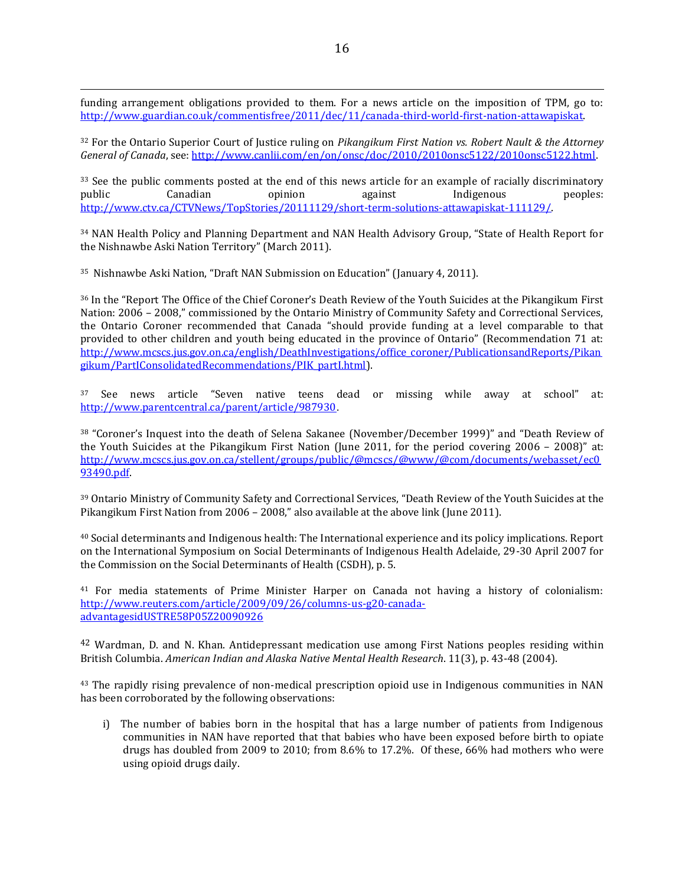funding arrangement obligations provided to them. For a news article on the imposition of TPM, go to: http://www.guardian.co.uk/commentisfree/2011/dec/11/canada-third-world-first-nation-attawapiskat.

[32] For the Ontario Superior Court of Justice ruling on *Pikangikum First Nation vs. Robert Nault & the Attorney General of Canada*, see: http://www.canlii.com/en/on/onsc/doc/2010/2010onsc5122/2010onsc5122.html.

[33] See the public comments posted at the end of this news article for an example of racially discriminatory public Canadian opinion against Indigenous peoples: http://www.ctv.ca/CTVNews/TopStories/20111129/short-term-solutions-attawapiskat-111129/.

[34] NAN Health Policy and Planning Department and NAN Health Advisory Group, "State of Health Report for the Nishnawbe Aski Nation Territory" (March 2011).

[35] Nishnawbe Aski Nation, "Draft NAN Submission on Education" (January 4, 2011).

[36] In the "Report The Office of the Chief Coroner's Death Review of the Youth Suicides at the Pikangikum First Nation: 2006 – 2008," commissioned by the Ontario Ministry of Community Safety and Correctional Services, the Ontario Coroner recommended that Canada "should provide funding at a level comparable to that provided to other children and youth being educated in the province of Ontario" (Recommendation 71 at: http://www.mcscs.jus.gov.on.ca/english/DeathInvestigations/office_coroner/PublicationsandReports/Pikangikum/PartIConsolidatedRecommendations/PIK_partI.html).

[37] See news article "Seven native teens dead or missing while away at school" at: http://www.parentcentral.ca/parent/article/987930.

[38] "Coroner's Inquest into the death of Selena Sakanee (November/December 1999)" and "Death Review of the Youth Suicides at the Pikangikum First Nation (June 2011, for the period covering 2006 – 2008)" at: http://www.mcscs.jus.gov.on.ca/stellent/groups/public/@mcscs/@www/@com/documents/webasset/ec093490.pdf.

[39] Ontario Ministry of Community Safety and Correctional Services, "Death Review of the Youth Suicides at the Pikangikum First Nation from 2006 – 2008," also available at the above link (June 2011).

[40] Social determinants and Indigenous health: The International experience and its policy implications. Report on the International Symposium on Social Determinants of Indigenous Health Adelaide, 29-30 April 2007 for the Commission on the Social Determinants of Health (CSDH), p. 5.

[41] For media statements of Prime Minister Harper on Canada not having a history of colonialism: http://www.reuters.com/article/2009/09/26/columns-us-g20-canada-advantagesidUSTRE58P05Z20090926

[42] Wardman, D. and N. Khan. Antidepressant medication use among First Nations peoples residing within British Columbia. *American Indian and Alaska Native Mental Health Research*. 11(3), p. 43-48 (2004).

[43] The rapidly rising prevalence of non-medical prescription opioid use in Indigenous communities in NAN has been corroborated by the following observations:

i) The number of babies born in the hospital that has a large number of patients from Indigenous communities in NAN have reported that that babies who have been exposed before birth to opiate drugs has doubled from 2009 to 2010; from 8.6% to 17.2%. Of these, 66% had mothers who were using opioid drugs daily.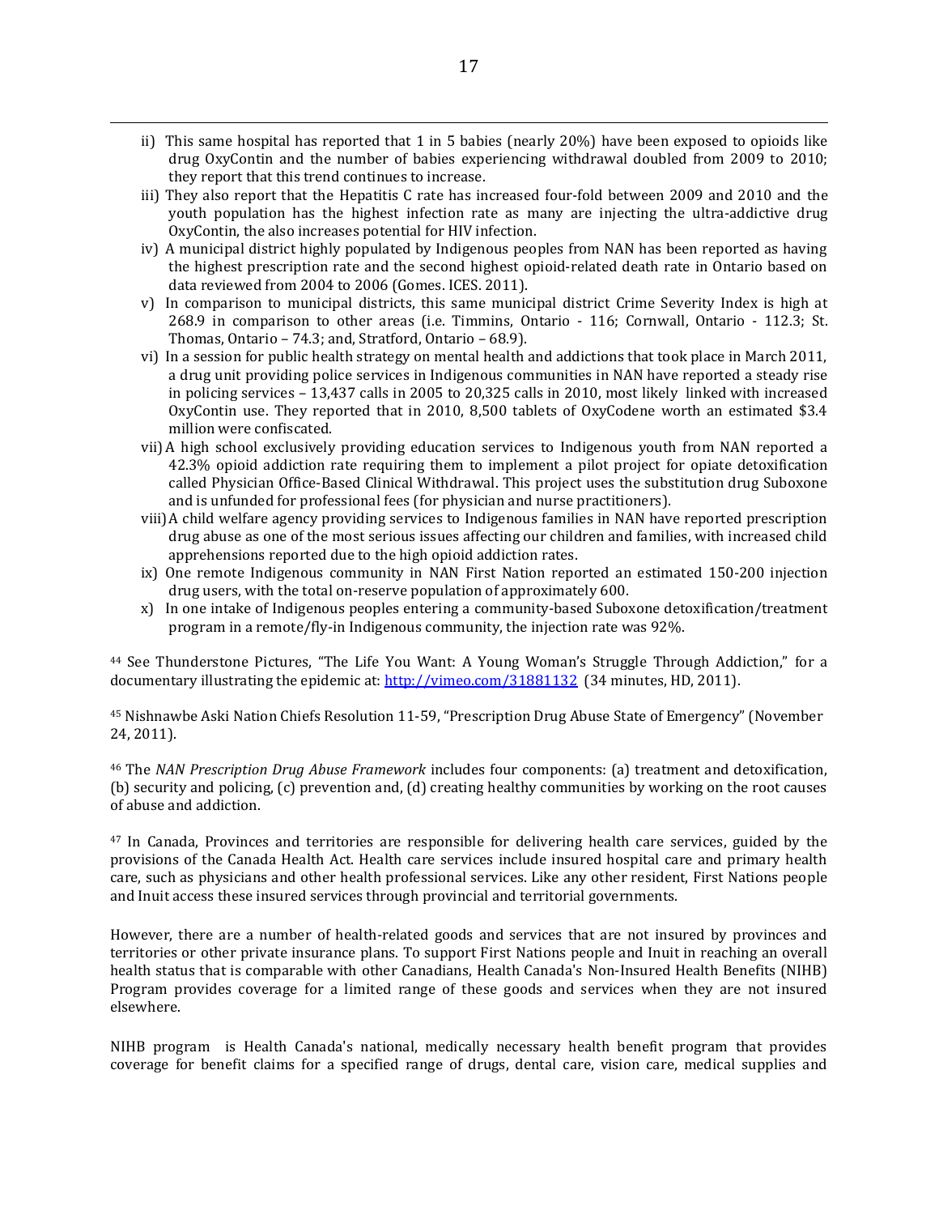ii) This same hospital has reported that 1 in 5 babies (nearly 20%) have been exposed to opioids like drug OxyContin and the number of babies experiencing withdrawal doubled from 2009 to 2010; they report that this trend continues to increase.

iii) They also report that the Hepatitis C rate has increased four-fold between 2009 and 2010 and the youth population has the highest infection rate as many are injecting the ultra-addictive drug OxyContin, the also increases potential for HIV infection.

iv) A municipal district highly populated by Indigenous peoples from NAN has been reported as having the highest prescription rate and the second highest opioid-related death rate in Ontario based on data reviewed from 2004 to 2006 (Gomes. ICES. 2011).

v) In comparison to municipal districts, this same municipal district Crime Severity Index is high at 268.9 in comparison to other areas (i.e. Timmins, Ontario - 116; Cornwall, Ontario - 112.3; St. Thomas, Ontario – 74.3; and, Stratford, Ontario – 68.9).

vi) In a session for public health strategy on mental health and addictions that took place in March 2011, a drug unit providing police services in Indigenous communities in NAN have reported a steady rise in policing services – 13,437 calls in 2005 to 20,325 calls in 2010, most likely linked with increased OxyContin use. They reported that in 2010, 8,500 tablets of OxyCodene worth an estimated $3.4 million were confiscated.

vii) A high school exclusively providing education services to Indigenous youth from NAN reported a 42.3% opioid addiction rate requiring them to implement a pilot project for opiate detoxification called Physician Office-Based Clinical Withdrawal. This project uses the substitution drug Suboxone and is unfunded for professional fees (for physician and nurse practitioners).

viii) A child welfare agency providing services to Indigenous families in NAN have reported prescription drug abuse as one of the most serious issues affecting our children and families, with increased child apprehensions reported due to the high opioid addiction rates.

ix) One remote Indigenous community in NAN First Nation reported an estimated 150-200 injection drug users, with the total on-reserve population of approximately 600.

x) In one intake of Indigenous peoples entering a community-based Suboxone detoxification/treatment program in a remote/fly-in Indigenous community, the injection rate was 92%.

[44] See Thunderstone Pictures, "The Life You Want: A Young Woman's Struggle Through Addiction," for a documentary illustrating the epidemic at: http://vimeo.com/31881132 (34 minutes, HD, 2011).

[45] Nishnawbe Aski Nation Chiefs Resolution 11-59, "Prescription Drug Abuse State of Emergency" (November 24, 2011).

[46] The *NAN Prescription Drug Abuse Framework* includes four components: (a) treatment and detoxification, (b) security and policing, (c) prevention and, (d) creating healthy communities by working on the root causes of abuse and addiction.

[47] In Canada, Provinces and territories are responsible for delivering health care services, guided by the provisions of the Canada Health Act. Health care services include insured hospital care and primary health care, such as physicians and other health professional services. Like any other resident, First Nations people and Inuit access these insured services through provincial and territorial governments.

However, there are a number of health-related goods and services that are not insured by provinces and territories or other private insurance plans. To support First Nations people and Inuit in reaching an overall health status that is comparable with other Canadians, Health Canada's Non-Insured Health Benefits (NIHB) Program provides coverage for a limited range of these goods and services when they are not insured elsewhere.

NIHB program is Health Canada's national, medically necessary health benefit program that provides coverage for benefit claims for a specified range of drugs, dental care, vision care, medical supplies and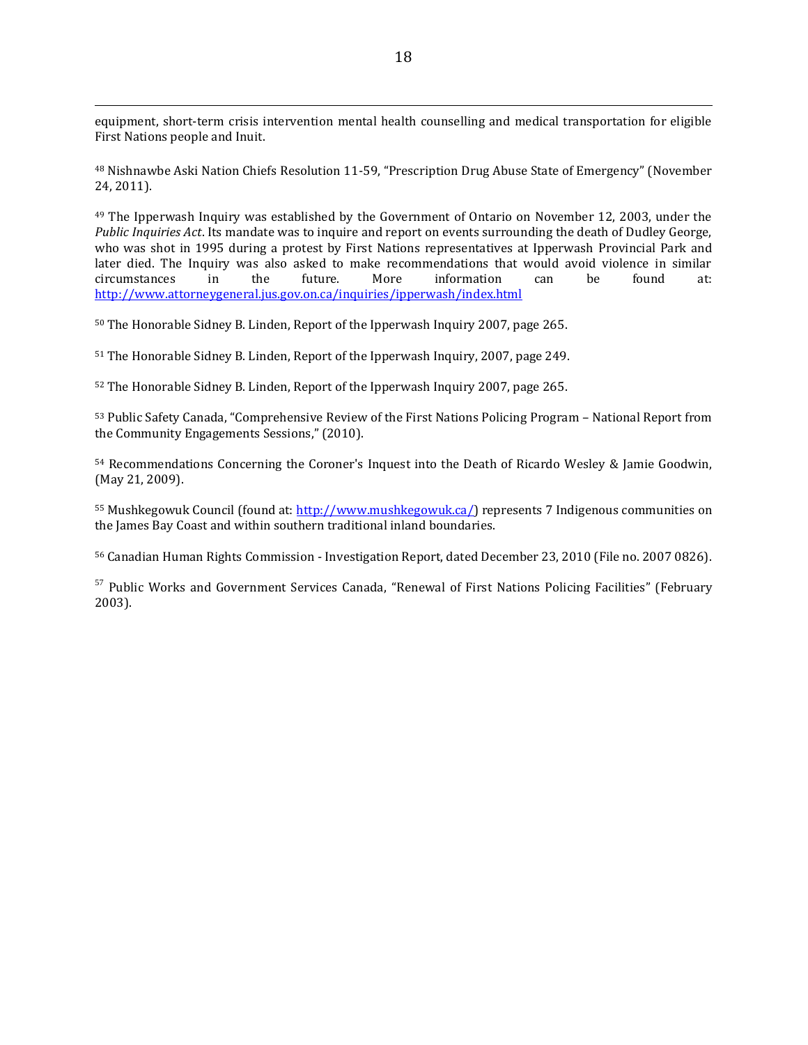equipment, short-term crisis intervention mental health counselling and medical transportation for eligible First Nations people and Inuit.

[48] Nishnawbe Aski Nation Chiefs Resolution 11-59, "Prescription Drug Abuse State of Emergency" (November 24, 2011).

[49] The Ipperwash Inquiry was established by the Government of Ontario on November 12, 2003, under the *Public Inquiries Act*. Its mandate was to inquire and report on events surrounding the death of Dudley George, who was shot in 1995 during a protest by First Nations representatives at Ipperwash Provincial Park and later died. The Inquiry was also asked to make recommendations that would avoid violence in similar circumstances in the future. More information can be found at: http://www.attorneygeneral.jus.gov.on.ca/inquiries/ipperwash/index.html

[50] The Honorable Sidney B. Linden, Report of the Ipperwash Inquiry 2007, page 265.

[51] The Honorable Sidney B. Linden, Report of the Ipperwash Inquiry, 2007, page 249.

[52] The Honorable Sidney B. Linden, Report of the Ipperwash Inquiry 2007, page 265.

[53] Public Safety Canada, "Comprehensive Review of the First Nations Policing Program – National Report from the Community Engagements Sessions," (2010).

[54] Recommendations Concerning the Coroner's Inquest into the Death of Ricardo Wesley & Jamie Goodwin, (May 21, 2009).

[55] Mushkegowuk Council (found at: http://www.mushkegowuk.ca/) represents 7 Indigenous communities on the James Bay Coast and within southern traditional inland boundaries.

[56] Canadian Human Rights Commission - Investigation Report, dated December 23, 2010 (File no. 2007 0826).

[57] Public Works and Government Services Canada, "Renewal of First Nations Policing Facilities" (February 2003).